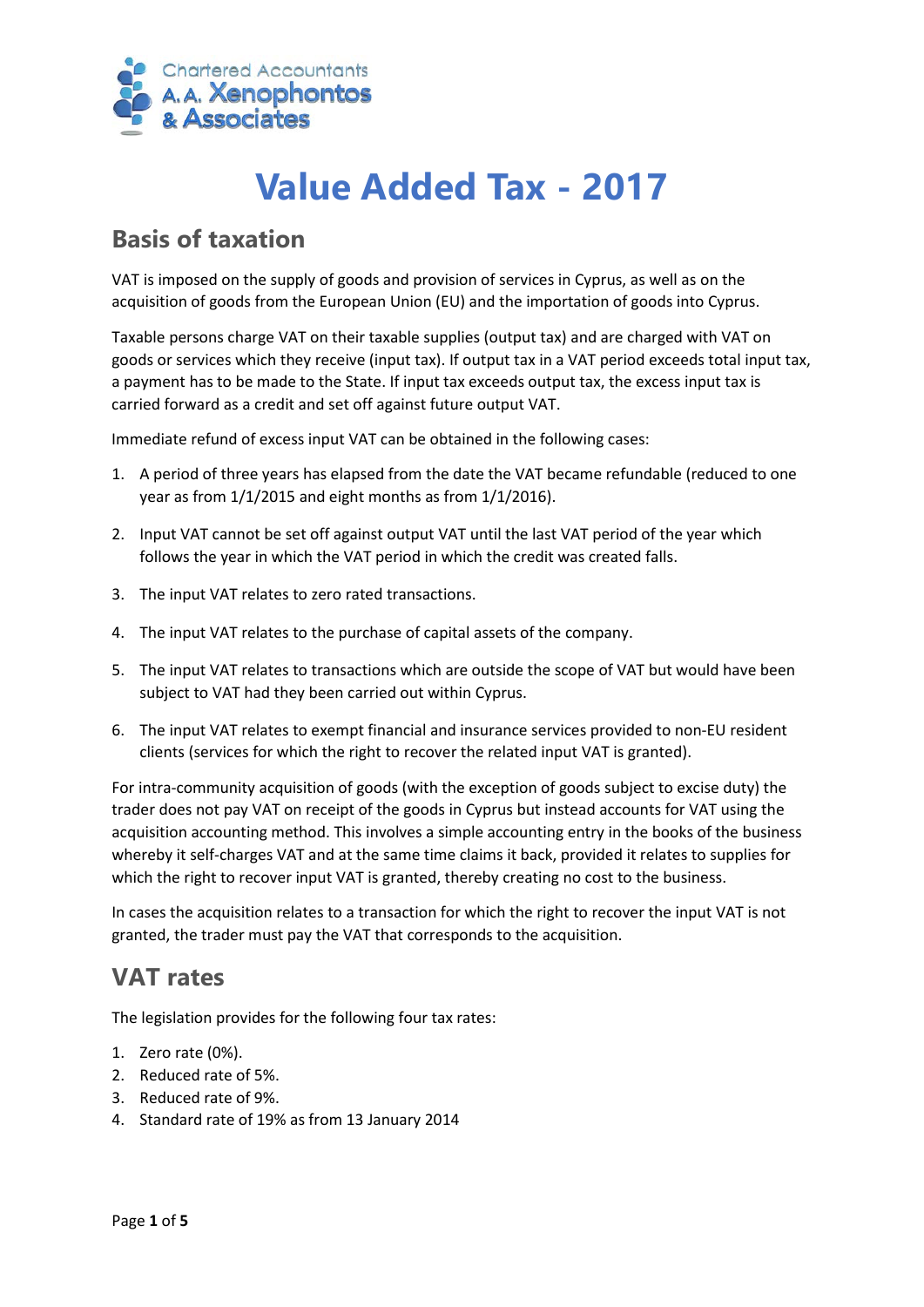Chartered Accountants
A.A. Xenophontos & Associates

# Value Added Tax - 2017

## Basis of taxation

VAT is imposed on the supply of goods and provision of services in Cyprus, as well as on the acquisition of goods from the European Union (EU) and the importation of goods into Cyprus.

Taxable persons charge VAT on their taxable supplies (output tax) and are charged with VAT on goods or services which they receive (input tax). If output tax in a VAT period exceeds total input tax, a payment has to be made to the State. If input tax exceeds output tax, the excess input tax is carried forward as a credit and set off against future output VAT.

Immediate refund of excess input VAT can be obtained in the following cases:

1. A period of three years has elapsed from the date the VAT became refundable (reduced to one year as from 1/1/2015 and eight months as from 1/1/2016).
2. Input VAT cannot be set off against output VAT until the last VAT period of the year which follows the year in which the VAT period in which the credit was created falls.
3. The input VAT relates to zero rated transactions.
4. The input VAT relates to the purchase of capital assets of the company.
5. The input VAT relates to transactions which are outside the scope of VAT but would have been subject to VAT had they been carried out within Cyprus.
6. The input VAT relates to exempt financial and insurance services provided to non-EU resident clients (services for which the right to recover the related input VAT is granted).

For intra-community acquisition of goods (with the exception of goods subject to excise duty) the trader does not pay VAT on receipt of the goods in Cyprus but instead accounts for VAT using the acquisition accounting method. This involves a simple accounting entry in the books of the business whereby it self-charges VAT and at the same time claims it back, provided it relates to supplies for which the right to recover input VAT is granted, thereby creating no cost to the business.

In cases the acquisition relates to a transaction for which the right to recover the input VAT is not granted, the trader must pay the VAT that corresponds to the acquisition.

## VAT rates

The legislation provides for the following four tax rates:

1. Zero rate (0%).
2. Reduced rate of 5%.
3. Reduced rate of 9%.
4. Standard rate of 19% as from 13 January 2014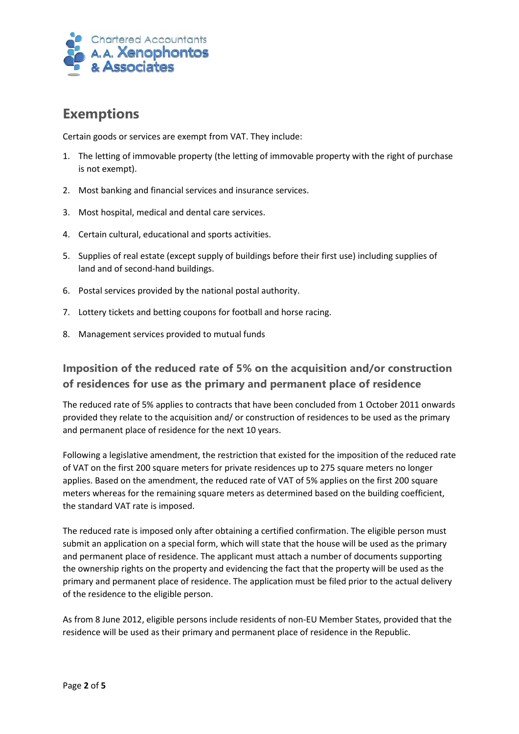## Exemptions

Certain goods or services are exempt from VAT. They include:

1. The letting of immovable property (the letting of immovable property with the right of purchase is not exempt).
2. Most banking and financial services and insurance services.
3. Most hospital, medical and dental care services.
4. Certain cultural, educational and sports activities.
5. Supplies of real estate (except supply of buildings before their first use) including supplies of land and of second-hand buildings.
6. Postal services provided by the national postal authority.
7. Lottery tickets and betting coupons for football and horse racing.
8. Management services provided to mutual funds

### Imposition of the reduced rate of 5% on the acquisition and/or construction of residences for use as the primary and permanent place of residence

The reduced rate of 5% applies to contracts that have been concluded from 1 October 2011 onwards provided they relate to the acquisition and/ or construction of residences to be used as the primary and permanent place of residence for the next 10 years.

Following a legislative amendment, the restriction that existed for the imposition of the reduced rate of VAT on the first 200 square meters for private residences up to 275 square meters no longer applies. Based on the amendment, the reduced rate of VAT of 5% applies on the first 200 square meters whereas for the remaining square meters as determined based on the building coefficient, the standard VAT rate is imposed.

The reduced rate is imposed only after obtaining a certified confirmation. The eligible person must submit an application on a special form, which will state that the house will be used as the primary and permanent place of residence. The applicant must attach a number of documents supporting the ownership rights on the property and evidencing the fact that the property will be used as the primary and permanent place of residence. The application must be filed prior to the actual delivery of the residence to the eligible person.

As from 8 June 2012, eligible persons include residents of non-EU Member States, provided that the residence will be used as their primary and permanent place of residence in the Republic.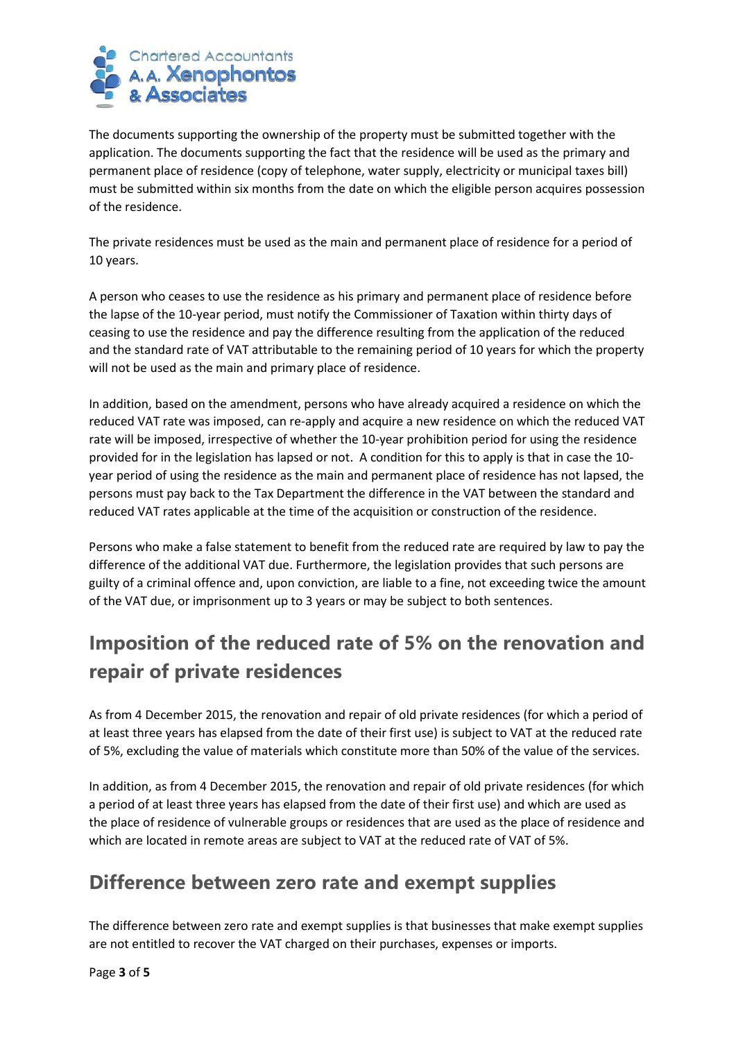The documents supporting the ownership of the property must be submitted together with the application. The documents supporting the fact that the residence will be used as the primary and permanent place of residence (copy of telephone, water supply, electricity or municipal taxes bill) must be submitted within six months from the date on which the eligible person acquires possession of the residence.

The private residences must be used as the main and permanent place of residence for a period of 10 years.

A person who ceases to use the residence as his primary and permanent place of residence before the lapse of the 10-year period, must notify the Commissioner of Taxation within thirty days of ceasing to use the residence and pay the difference resulting from the application of the reduced and the standard rate of VAT attributable to the remaining period of 10 years for which the property will not be used as the main and primary place of residence.

In addition, based on the amendment, persons who have already acquired a residence on which the reduced VAT rate was imposed, can re-apply and acquire a new residence on which the reduced VAT rate will be imposed, irrespective of whether the 10-year prohibition period for using the residence provided for in the legislation has lapsed or not. A condition for this to apply is that in case the 10-year period of using the residence as the main and permanent place of residence has not lapsed, the persons must pay back to the Tax Department the difference in the VAT between the standard and reduced VAT rates applicable at the time of the acquisition or construction of the residence.

Persons who make a false statement to benefit from the reduced rate are required by law to pay the difference of the additional VAT due. Furthermore, the legislation provides that such persons are guilty of a criminal offence and, upon conviction, are liable to a fine, not exceeding twice the amount of the VAT due, or imprisonment up to 3 years or may be subject to both sentences.

# Imposition of the reduced rate of 5% on the renovation and repair of private residences

As from 4 December 2015, the renovation and repair of old private residences (for which a period of at least three years has elapsed from the date of their first use) is subject to VAT at the reduced rate of 5%, excluding the value of materials which constitute more than 50% of the value of the services.

In addition, as from 4 December 2015, the renovation and repair of old private residences (for which a period of at least three years has elapsed from the date of their first use) and which are used as the place of residence of vulnerable groups or residences that are used as the place of residence and which are located in remote areas are subject to VAT at the reduced rate of VAT of 5%.

## Difference between zero rate and exempt supplies

The difference between zero rate and exempt supplies is that businesses that make exempt supplies are not entitled to recover the VAT charged on their purchases, expenses or imports.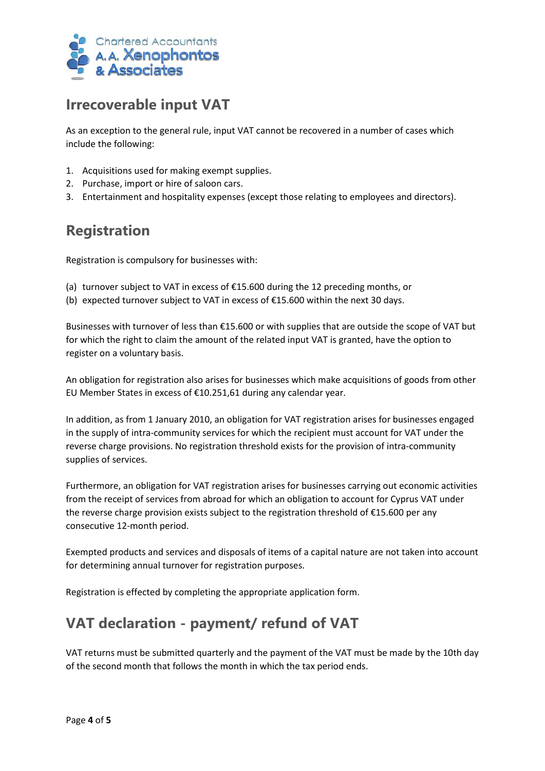## Irrecoverable input VAT

As an exception to the general rule, input VAT cannot be recovered in a number of cases which include the following:

1. Acquisitions used for making exempt supplies.
2. Purchase, import or hire of saloon cars.
3. Entertainment and hospitality expenses (except those relating to employees and directors).

## Registration

Registration is compulsory for businesses with:

(a) turnover subject to VAT in excess of €15.600 during the 12 preceding months, or
(b) expected turnover subject to VAT in excess of €15.600 within the next 30 days.

Businesses with turnover of less than €15.600 or with supplies that are outside the scope of VAT but for which the right to claim the amount of the related input VAT is granted, have the option to register on a voluntary basis.

An obligation for registration also arises for businesses which make acquisitions of goods from other EU Member States in excess of €10.251,61 during any calendar year.

In addition, as from 1 January 2010, an obligation for VAT registration arises for businesses engaged in the supply of intra-community services for which the recipient must account for VAT under the reverse charge provisions. No registration threshold exists for the provision of intra-community supplies of services.

Furthermore, an obligation for VAT registration arises for businesses carrying out economic activities from the receipt of services from abroad for which an obligation to account for Cyprus VAT under the reverse charge provision exists subject to the registration threshold of €15.600 per any consecutive 12-month period.

Exempted products and services and disposals of items of a capital nature are not taken into account for determining annual turnover for registration purposes.

Registration is effected by completing the appropriate application form.

## VAT declaration - payment/ refund of VAT

VAT returns must be submitted quarterly and the payment of the VAT must be made by the 10th day of the second month that follows the month in which the tax period ends.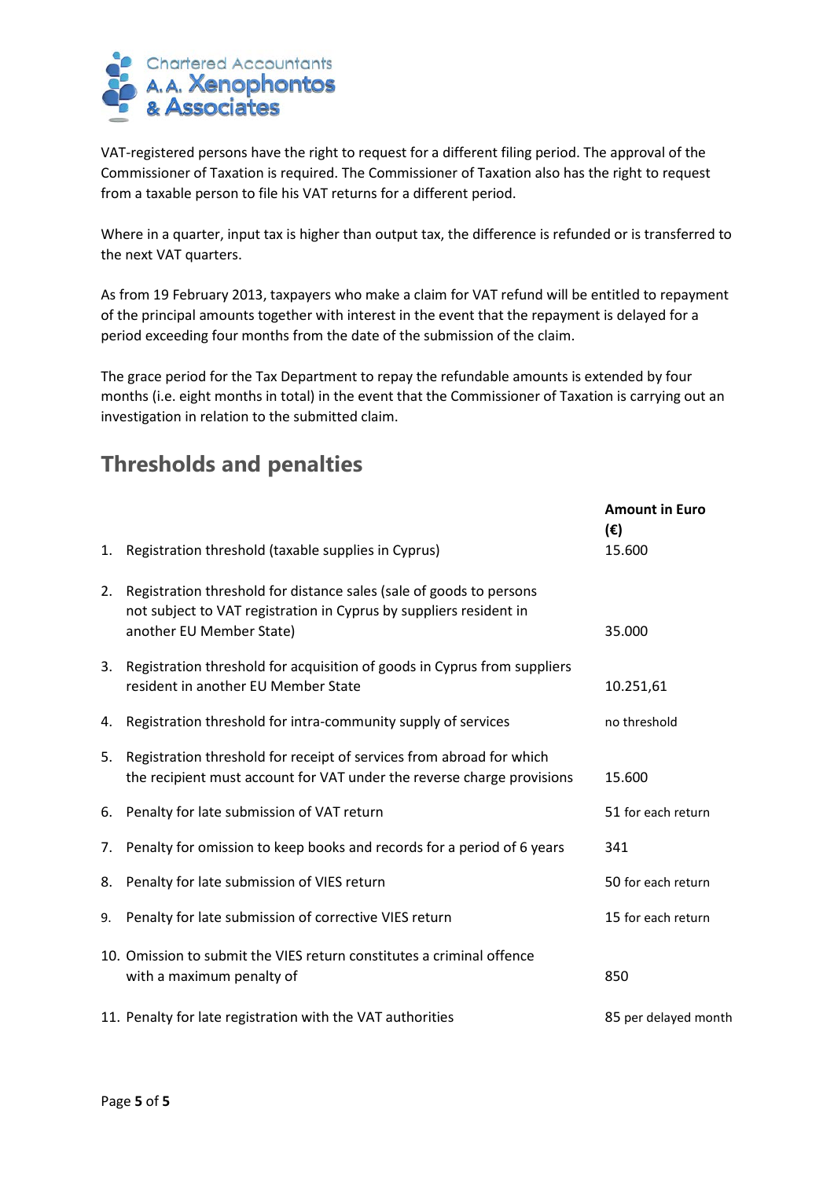VAT-registered persons have the right to request for a different filing period. The approval of the Commissioner of Taxation is required. The Commissioner of Taxation also has the right to request from a taxable person to file his VAT returns for a different period.

Where in a quarter, input tax is higher than output tax, the difference is refunded or is transferred to the next VAT quarters.

As from 19 February 2013, taxpayers who make a claim for VAT refund will be entitled to repayment of the principal amounts together with interest in the event that the repayment is delayed for a period exceeding four months from the date of the submission of the claim.

The grace period for the Tax Department to repay the refundable amounts is extended by four months (i.e. eight months in total) in the event that the Commissioner of Taxation is carrying out an investigation in relation to the submitted claim.

## Thresholds and penalties

| | | **Amount in Euro (€)** |
|---|---|---|
| 1. | Registration threshold (taxable supplies in Cyprus) | 15.600 |
| 2. | Registration threshold for distance sales (sale of goods to persons not subject to VAT registration in Cyprus by suppliers resident in another EU Member State) | 35.000 |
| 3. | Registration threshold for acquisition of goods in Cyprus from suppliers resident in another EU Member State | 10.251,61 |
| 4. | Registration threshold for intra-community supply of services | no threshold |
| 5. | Registration threshold for receipt of services from abroad for which the recipient must account for VAT under the reverse charge provisions | 15.600 |
| 6. | Penalty for late submission of VAT return | 51 for each return |
| 7. | Penalty for omission to keep books and records for a period of 6 years | 341 |
| 8. | Penalty for late submission of VIES return | 50 for each return |
| 9. | Penalty for late submission of corrective VIES return | 15 for each return |
| 10. | Omission to submit the VIES return constitutes a criminal offence with a maximum penalty of | 850 |
| 11. | Penalty for late registration with the VAT authorities | 85 per delayed month |